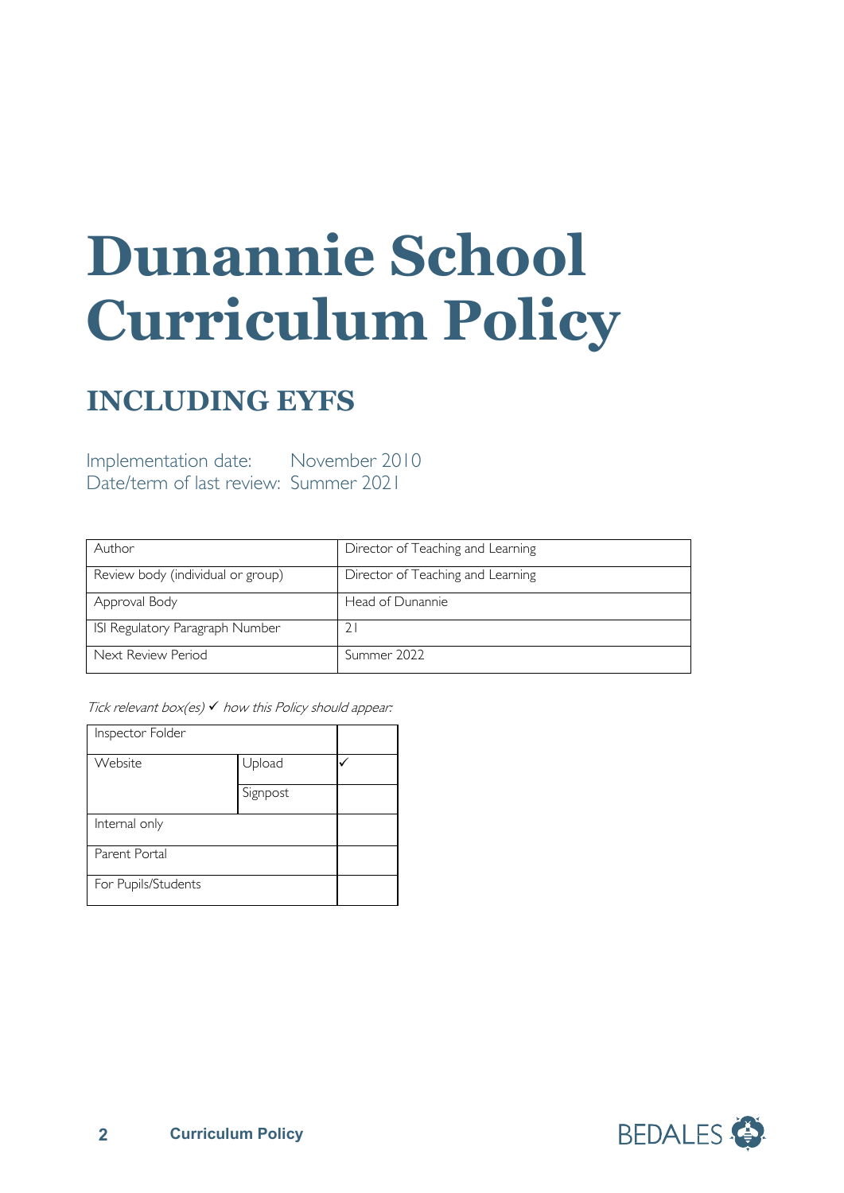# Dunannie School Curriculum Policy

## INCLUDING EYFS

Implementation date: November 2010
Date/term of last review: Summer 2021

| Author | Director of Teaching and Learning |
|---|---|
| Review body (individual or group) | Director of Teaching and Learning |
| Approval Body | Head of Dunannie |
| ISI Regulatory Paragraph Number | 21 |
| Next Review Period | Summer 2022 |

*Tick relevant box(es) ✓ how this Policy should appear:*

| Inspector Folder | | |
|---|---|---|
| Website | Upload | ✓ |
| | Signpost | |
| Internal only | | |
| Parent Portal | | |
| For Pupils/Students | | |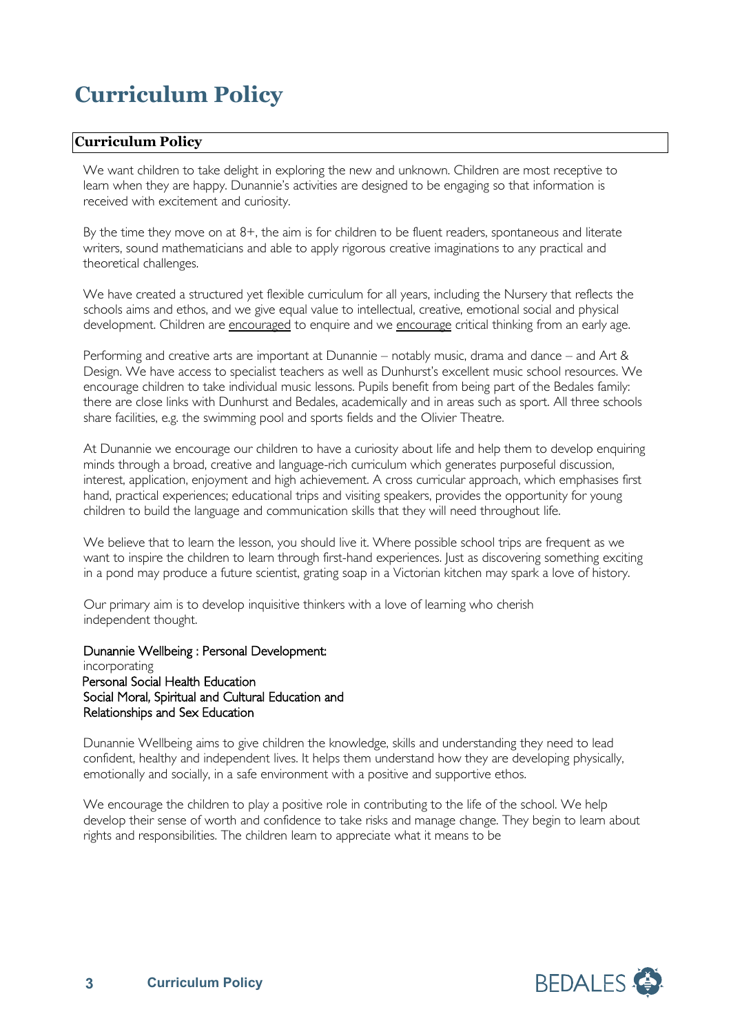# Curriculum Policy

## Curriculum Policy

We want children to take delight in exploring the new and unknown. Children are most receptive to learn when they are happy. Dunannie's activities are designed to be engaging so that information is received with excitement and curiosity.

By the time they move on at 8+, the aim is for children to be fluent readers, spontaneous and literate writers, sound mathematicians and able to apply rigorous creative imaginations to any practical and theoretical challenges.

We have created a structured yet flexible curriculum for all years, including the Nursery that reflects the schools aims and ethos, and we give equal value to intellectual, creative, emotional social and physical development. Children are encouraged to enquire and we encourage critical thinking from an early age.

Performing and creative arts are important at Dunannie – notably music, drama and dance – and Art & Design. We have access to specialist teachers as well as Dunhurst's excellent music school resources. We encourage children to take individual music lessons. Pupils benefit from being part of the Bedales family: there are close links with Dunhurst and Bedales, academically and in areas such as sport. All three schools share facilities, e.g. the swimming pool and sports fields and the Olivier Theatre.

At Dunannie we encourage our children to have a curiosity about life and help them to develop enquiring minds through a broad, creative and language-rich curriculum which generates purposeful discussion, interest, application, enjoyment and high achievement. A cross curricular approach, which emphasises first hand, practical experiences; educational trips and visiting speakers, provides the opportunity for young children to build the language and communication skills that they will need throughout life.

We believe that to learn the lesson, you should live it. Where possible school trips are frequent as we want to inspire the children to learn through first-hand experiences. Just as discovering something exciting in a pond may produce a future scientist, grating soap in a Victorian kitchen may spark a love of history.

Our primary aim is to develop inquisitive thinkers with a love of learning who cherish independent thought.

Dunannie Wellbeing : Personal Development:
incorporating
Personal Social Health Education
Social Moral, Spiritual and Cultural Education and
Relationships and Sex Education

Dunannie Wellbeing aims to give children the knowledge, skills and understanding they need to lead confident, healthy and independent lives. It helps them understand how they are developing physically, emotionally and socially, in a safe environment with a positive and supportive ethos.

We encourage the children to play a positive role in contributing to the life of the school. We help develop their sense of worth and confidence to take risks and manage change. They begin to learn about rights and responsibilities. The children learn to appreciate what it means to be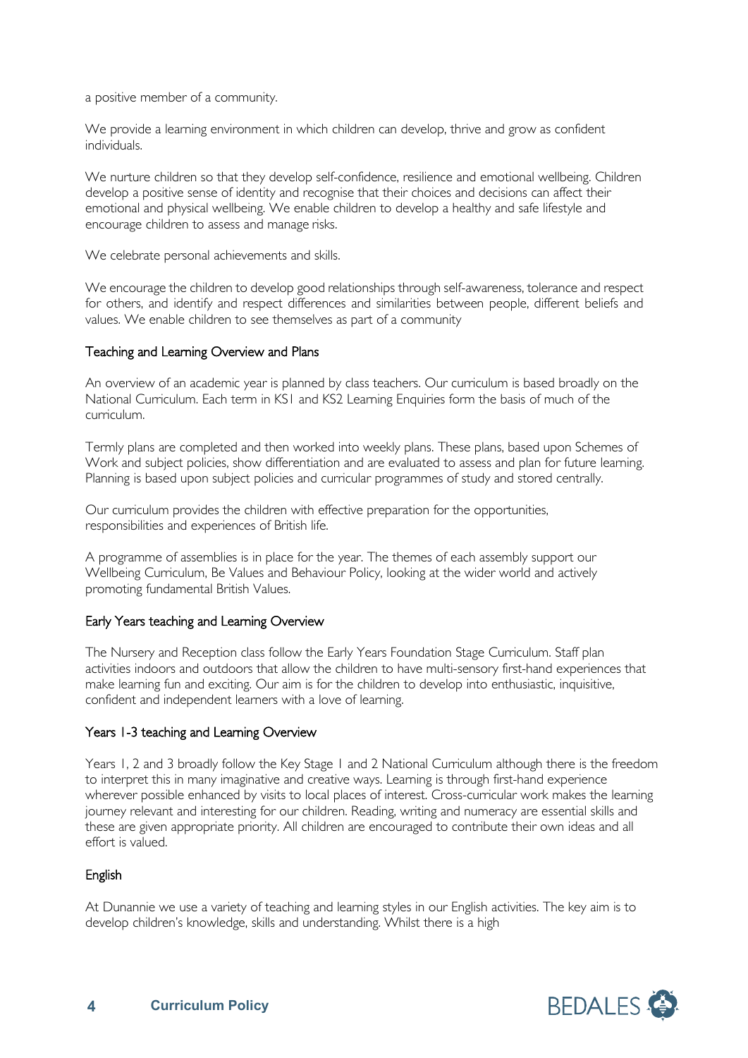a positive member of a community.

We provide a learning environment in which children can develop, thrive and grow as confident individuals.

We nurture children so that they develop self-confidence, resilience and emotional wellbeing. Children develop a positive sense of identity and recognise that their choices and decisions can affect their emotional and physical wellbeing. We enable children to develop a healthy and safe lifestyle and encourage children to assess and manage risks.

We celebrate personal achievements and skills.

We encourage the children to develop good relationships through self-awareness, tolerance and respect for others, and identify and respect differences and similarities between people, different beliefs and values. We enable children to see themselves as part of a community

## Teaching and Learning Overview and Plans

An overview of an academic year is planned by class teachers. Our curriculum is based broadly on the National Curriculum. Each term in KS1 and KS2 Learning Enquiries form the basis of much of the curriculum.

Termly plans are completed and then worked into weekly plans. These plans, based upon Schemes of Work and subject policies, show differentiation and are evaluated to assess and plan for future learning. Planning is based upon subject policies and curricular programmes of study and stored centrally.

Our curriculum provides the children with effective preparation for the opportunities, responsibilities and experiences of British life.

A programme of assemblies is in place for the year. The themes of each assembly support our Wellbeing Curriculum, Be Values and Behaviour Policy, looking at the wider world and actively promoting fundamental British Values.

## Early Years teaching and Learning Overview

The Nursery and Reception class follow the Early Years Foundation Stage Curriculum. Staff plan activities indoors and outdoors that allow the children to have multi-sensory first-hand experiences that make learning fun and exciting. Our aim is for the children to develop into enthusiastic, inquisitive, confident and independent learners with a love of learning.

## Years 1-3 teaching and Learning Overview

Years 1, 2 and 3 broadly follow the Key Stage 1 and 2 National Curriculum although there is the freedom to interpret this in many imaginative and creative ways. Learning is through first-hand experience wherever possible enhanced by visits to local places of interest. Cross-curricular work makes the learning journey relevant and interesting for our children. Reading, writing and numeracy are essential skills and these are given appropriate priority. All children are encouraged to contribute their own ideas and all effort is valued.

## English

At Dunannie we use a variety of teaching and learning styles in our English activities. The key aim is to develop children's knowledge, skills and understanding. Whilst there is a high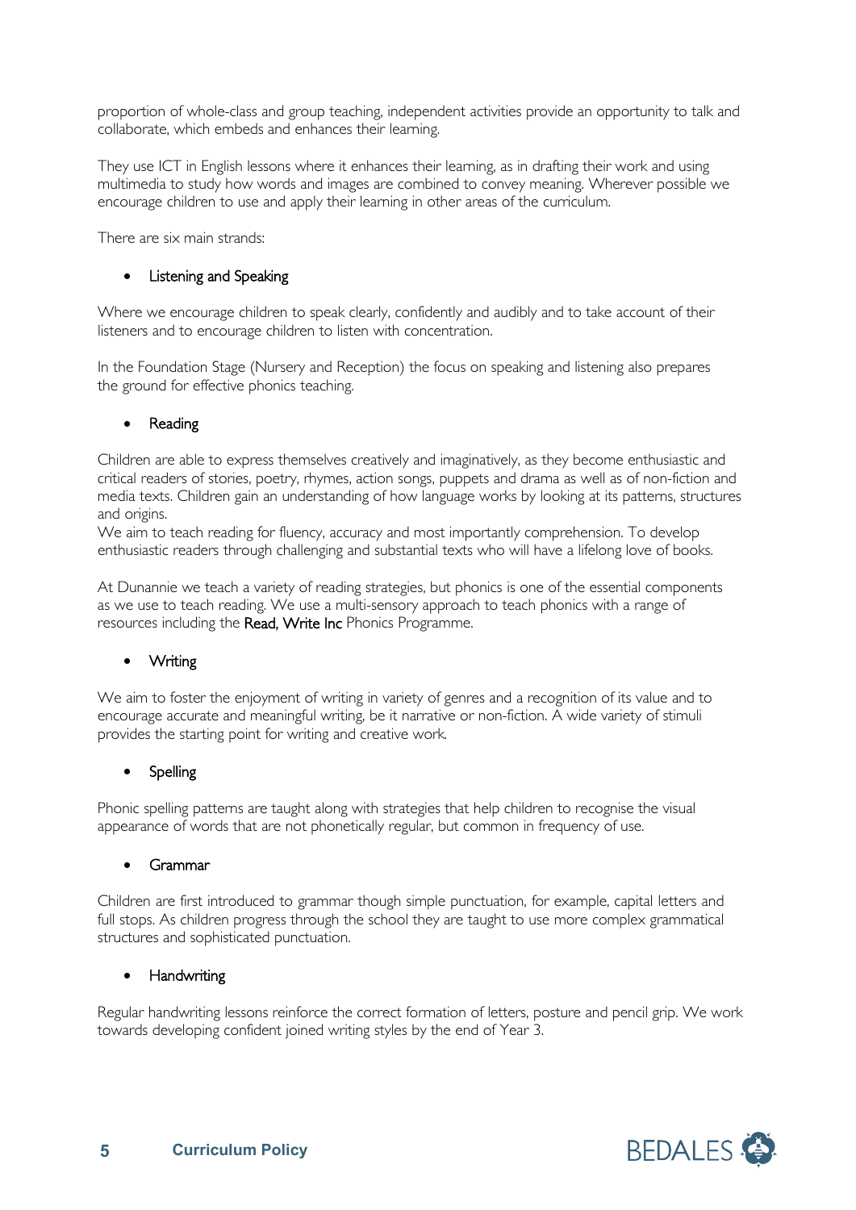proportion of whole-class and group teaching, independent activities provide an opportunity to talk and collaborate, which embeds and enhances their learning.

They use ICT in English lessons where it enhances their learning, as in drafting their work and using multimedia to study how words and images are combined to convey meaning. Wherever possible we encourage children to use and apply their learning in other areas of the curriculum.

There are six main strands:

- Listening and Speaking

Where we encourage children to speak clearly, confidently and audibly and to take account of their listeners and to encourage children to listen with concentration.

In the Foundation Stage (Nursery and Reception) the focus on speaking and listening also prepares the ground for effective phonics teaching.

- Reading

Children are able to express themselves creatively and imaginatively, as they become enthusiastic and critical readers of stories, poetry, rhymes, action songs, puppets and drama as well as of non-fiction and media texts. Children gain an understanding of how language works by looking at its patterns, structures and origins.
We aim to teach reading for fluency, accuracy and most importantly comprehension. To develop enthusiastic readers through challenging and substantial texts who will have a lifelong love of books.

At Dunannie we teach a variety of reading strategies, but phonics is one of the essential components as we use to teach reading. We use a multi-sensory approach to teach phonics with a range of resources including the **Read, Write Inc** Phonics Programme.

- Writing

We aim to foster the enjoyment of writing in variety of genres and a recognition of its value and to encourage accurate and meaningful writing, be it narrative or non-fiction. A wide variety of stimuli provides the starting point for writing and creative work.

- Spelling

Phonic spelling patterns are taught along with strategies that help children to recognise the visual appearance of words that are not phonetically regular, but common in frequency of use.

- Grammar

Children are first introduced to grammar though simple punctuation, for example, capital letters and full stops. As children progress through the school they are taught to use more complex grammatical structures and sophisticated punctuation.

- Handwriting

Regular handwriting lessons reinforce the correct formation of letters, posture and pencil grip. We work towards developing confident joined writing styles by the end of Year 3.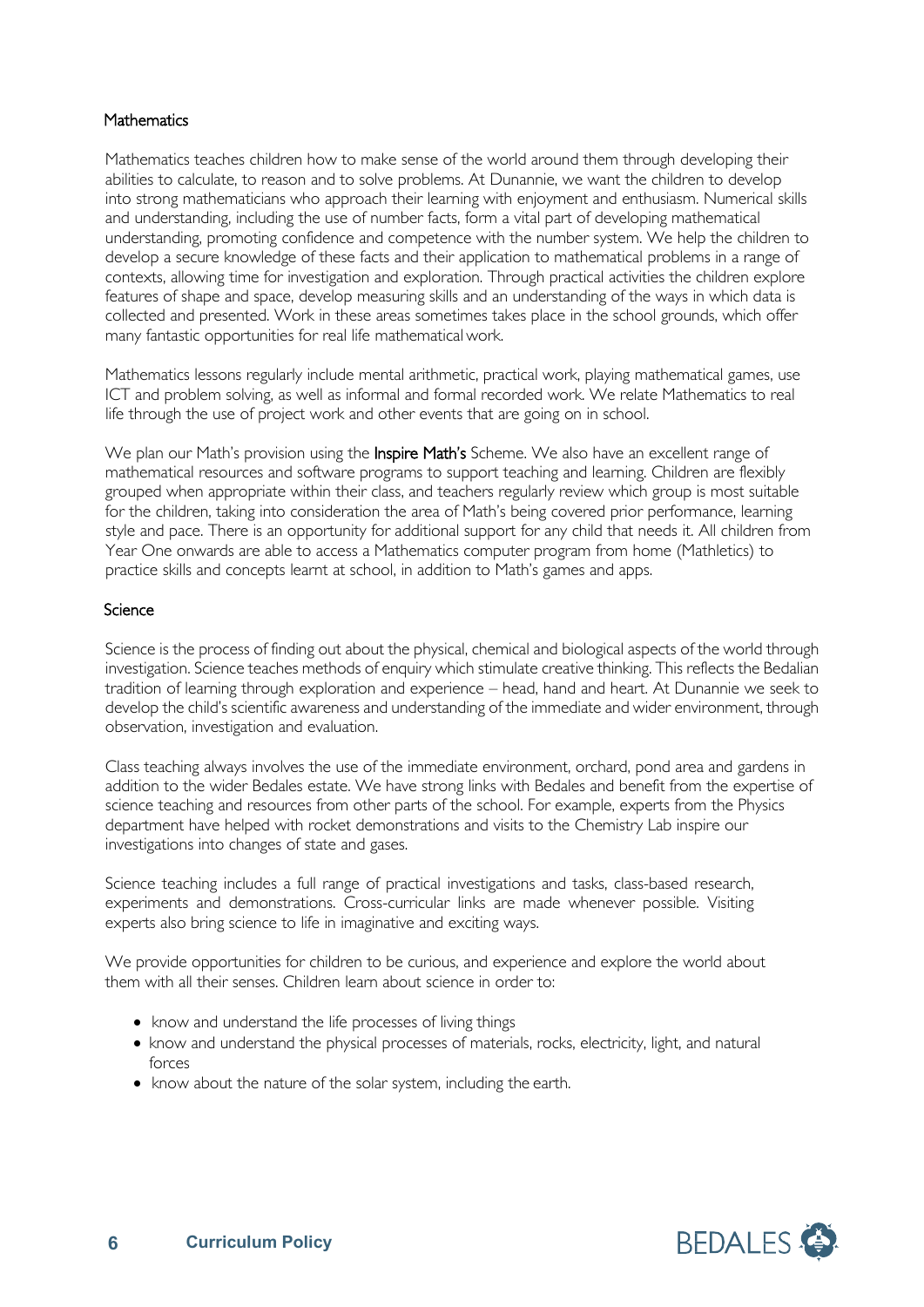## Mathematics

Mathematics teaches children how to make sense of the world around them through developing their abilities to calculate, to reason and to solve problems. At Dunannie, we want the children to develop into strong mathematicians who approach their learning with enjoyment and enthusiasm. Numerical skills and understanding, including the use of number facts, form a vital part of developing mathematical understanding, promoting confidence and competence with the number system. We help the children to develop a secure knowledge of these facts and their application to mathematical problems in a range of contexts, allowing time for investigation and exploration. Through practical activities the children explore features of shape and space, develop measuring skills and an understanding of the ways in which data is collected and presented. Work in these areas sometimes takes place in the school grounds, which offer many fantastic opportunities for real life mathematical work.

Mathematics lessons regularly include mental arithmetic, practical work, playing mathematical games, use ICT and problem solving, as well as informal and formal recorded work. We relate Mathematics to real life through the use of project work and other events that are going on in school.

We plan our Math's provision using the **Inspire Math's** Scheme. We also have an excellent range of mathematical resources and software programs to support teaching and learning. Children are flexibly grouped when appropriate within their class, and teachers regularly review which group is most suitable for the children, taking into consideration the area of Math's being covered prior performance, learning style and pace. There is an opportunity for additional support for any child that needs it. All children from Year One onwards are able to access a Mathematics computer program from home (Mathletics) to practice skills and concepts learnt at school, in addition to Math's games and apps.

## Science

Science is the process of finding out about the physical, chemical and biological aspects of the world through investigation. Science teaches methods of enquiry which stimulate creative thinking. This reflects the Bedalian tradition of learning through exploration and experience – head, hand and heart. At Dunannie we seek to develop the child's scientific awareness and understanding of the immediate and wider environment, through observation, investigation and evaluation.

Class teaching always involves the use of the immediate environment, orchard, pond area and gardens in addition to the wider Bedales estate. We have strong links with Bedales and benefit from the expertise of science teaching and resources from other parts of the school. For example, experts from the Physics department have helped with rocket demonstrations and visits to the Chemistry Lab inspire our investigations into changes of state and gases.

Science teaching includes a full range of practical investigations and tasks, class-based research, experiments and demonstrations. Cross-curricular links are made whenever possible. Visiting experts also bring science to life in imaginative and exciting ways.

We provide opportunities for children to be curious, and experience and explore the world about them with all their senses. Children learn about science in order to:

- know and understand the life processes of living things
- know and understand the physical processes of materials, rocks, electricity, light, and natural forces
- know about the nature of the solar system, including the earth.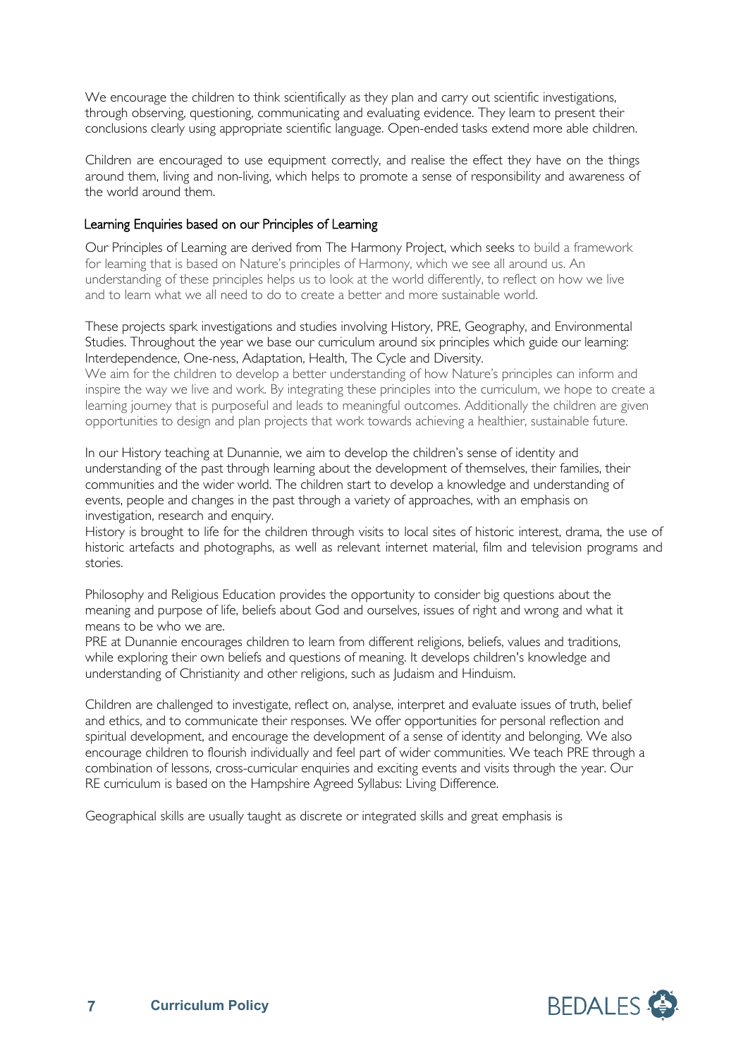We encourage the children to think scientifically as they plan and carry out scientific investigations, through observing, questioning, communicating and evaluating evidence. They learn to present their conclusions clearly using appropriate scientific language. Open-ended tasks extend more able children.

Children are encouraged to use equipment correctly, and realise the effect they have on the things around them, living and non-living, which helps to promote a sense of responsibility and awareness of the world around them.

### Learning Enquiries based on our Principles of Learning

Our Principles of Learning are derived from The Harmony Project, which seeks to build a framework for learning that is based on Nature's principles of Harmony, which we see all around us. An understanding of these principles helps us to look at the world differently, to reflect on how we live and to learn what we all need to do to create a better and more sustainable world.

These projects spark investigations and studies involving History, PRE, Geography, and Environmental Studies. Throughout the year we base our curriculum around six principles which guide our learning: Interdependence, One-ness, Adaptation, Health, The Cycle and Diversity.
We aim for the children to develop a better understanding of how Nature's principles can inform and inspire the way we live and work. By integrating these principles into the curriculum, we hope to create a learning journey that is purposeful and leads to meaningful outcomes. Additionally the children are given opportunities to design and plan projects that work towards achieving a healthier, sustainable future.

In our History teaching at Dunannie, we aim to develop the children's sense of identity and understanding of the past through learning about the development of themselves, their families, their communities and the wider world. The children start to develop a knowledge and understanding of events, people and changes in the past through a variety of approaches, with an emphasis on investigation, research and enquiry.
History is brought to life for the children through visits to local sites of historic interest, drama, the use of historic artefacts and photographs, as well as relevant internet material, film and television programs and stories.

Philosophy and Religious Education provides the opportunity to consider big questions about the meaning and purpose of life, beliefs about God and ourselves, issues of right and wrong and what it means to be who we are.
PRE at Dunannie encourages children to learn from different religions, beliefs, values and traditions, while exploring their own beliefs and questions of meaning. It develops children's knowledge and understanding of Christianity and other religions, such as Judaism and Hinduism.

Children are challenged to investigate, reflect on, analyse, interpret and evaluate issues of truth, belief and ethics, and to communicate their responses. We offer opportunities for personal reflection and spiritual development, and encourage the development of a sense of identity and belonging. We also encourage children to flourish individually and feel part of wider communities. We teach PRE through a combination of lessons, cross-curricular enquiries and exciting events and visits through the year. Our RE curriculum is based on the Hampshire Agreed Syllabus: Living Difference.

Geographical skills are usually taught as discrete or integrated skills and great emphasis is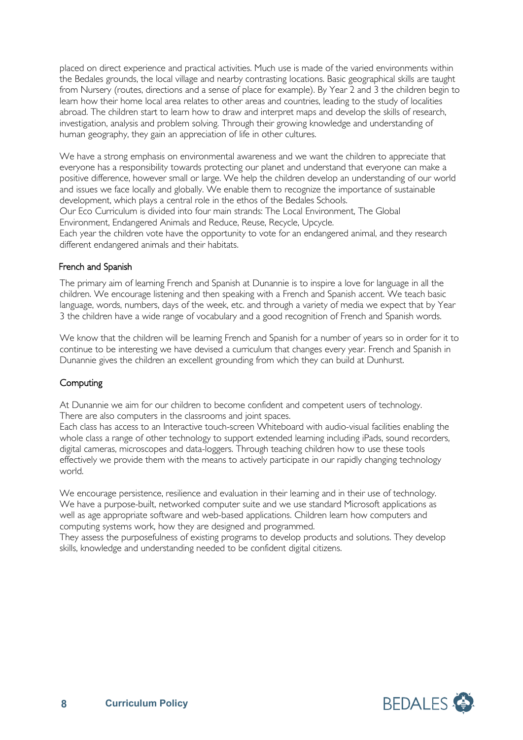placed on direct experience and practical activities. Much use is made of the varied environments within the Bedales grounds, the local village and nearby contrasting locations. Basic geographical skills are taught from Nursery (routes, directions and a sense of place for example). By Year 2 and 3 the children begin to learn how their home local area relates to other areas and countries, leading to the study of localities abroad. The children start to learn how to draw and interpret maps and develop the skills of research, investigation, analysis and problem solving. Through their growing knowledge and understanding of human geography, they gain an appreciation of life in other cultures.

We have a strong emphasis on environmental awareness and we want the children to appreciate that everyone has a responsibility towards protecting our planet and understand that everyone can make a positive difference, however small or large. We help the children develop an understanding of our world and issues we face locally and globally. We enable them to recognize the importance of sustainable development, which plays a central role in the ethos of the Bedales Schools.
Our Eco Curriculum is divided into four main strands: The Local Environment, The Global Environment, Endangered Animals and Reduce, Reuse, Recycle, Upcycle.
Each year the children vote have the opportunity to vote for an endangered animal, and they research different endangered animals and their habitats.

### French and Spanish

The primary aim of learning French and Spanish at Dunannie is to inspire a love for language in all the children. We encourage listening and then speaking with a French and Spanish accent. We teach basic language, words, numbers, days of the week, etc. and through a variety of media we expect that by Year 3 the children have a wide range of vocabulary and a good recognition of French and Spanish words.

We know that the children will be learning French and Spanish for a number of years so in order for it to continue to be interesting we have devised a curriculum that changes every year. French and Spanish in Dunannie gives the children an excellent grounding from which they can build at Dunhurst.

### Computing

At Dunannie we aim for our children to become confident and competent users of technology.
There are also computers in the classrooms and joint spaces.
Each class has access to an Interactive touch-screen Whiteboard with audio-visual facilities enabling the whole class a range of other technology to support extended learning including iPads, sound recorders, digital cameras, microscopes and data-loggers. Through teaching children how to use these tools effectively we provide them with the means to actively participate in our rapidly changing technology world.

We encourage persistence, resilience and evaluation in their learning and in their use of technology. We have a purpose-built, networked computer suite and we use standard Microsoft applications as well as age appropriate software and web-based applications. Children learn how computers and computing systems work, how they are designed and programmed.
They assess the purposefulness of existing programs to develop products and solutions. They develop skills, knowledge and understanding needed to be confident digital citizens.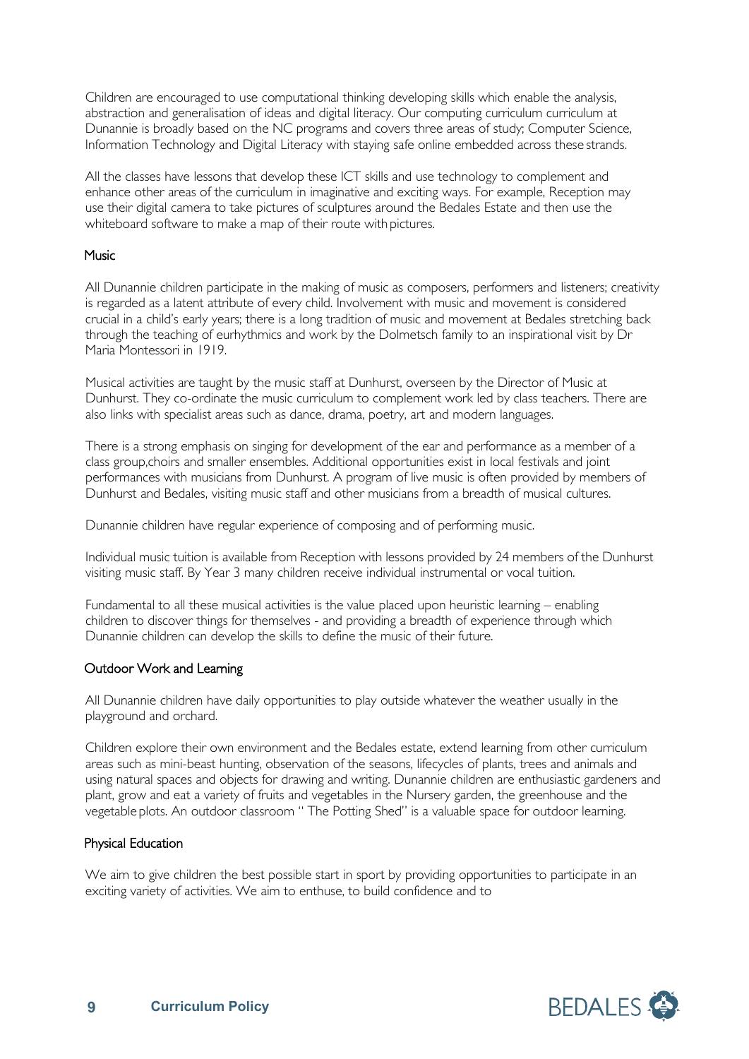Children are encouraged to use computational thinking developing skills which enable the analysis, abstraction and generalisation of ideas and digital literacy. Our computing curriculum curriculum at Dunannie is broadly based on the NC programs and covers three areas of study; Computer Science, Information Technology and Digital Literacy with staying safe online embedded across these strands.

All the classes have lessons that develop these ICT skills and use technology to complement and enhance other areas of the curriculum in imaginative and exciting ways. For example, Reception may use their digital camera to take pictures of sculptures around the Bedales Estate and then use the whiteboard software to make a map of their route with pictures.

### Music

All Dunannie children participate in the making of music as composers, performers and listeners; creativity is regarded as a latent attribute of every child. Involvement with music and movement is considered crucial in a child's early years; there is a long tradition of music and movement at Bedales stretching back through the teaching of eurhythmics and work by the Dolmetsch family to an inspirational visit by Dr Maria Montessori in 1919.

Musical activities are taught by the music staff at Dunhurst, overseen by the Director of Music at Dunhurst. They co-ordinate the music curriculum to complement work led by class teachers. There are also links with specialist areas such as dance, drama, poetry, art and modern languages.

There is a strong emphasis on singing for development of the ear and performance as a member of a class group,choirs and smaller ensembles. Additional opportunities exist in local festivals and joint performances with musicians from Dunhurst. A program of live music is often provided by members of Dunhurst and Bedales, visiting music staff and other musicians from a breadth of musical cultures.

Dunannie children have regular experience of composing and of performing music.

Individual music tuition is available from Reception with lessons provided by 24 members of the Dunhurst visiting music staff. By Year 3 many children receive individual instrumental or vocal tuition.

Fundamental to all these musical activities is the value placed upon heuristic learning – enabling children to discover things for themselves - and providing a breadth of experience through which Dunannie children can develop the skills to define the music of their future.

### Outdoor Work and Learning

All Dunannie children have daily opportunities to play outside whatever the weather usually in the playground and orchard.

Children explore their own environment and the Bedales estate, extend learning from other curriculum areas such as mini-beast hunting, observation of the seasons, lifecycles of plants, trees and animals and using natural spaces and objects for drawing and writing. Dunannie children are enthusiastic gardeners and plant, grow and eat a variety of fruits and vegetables in the Nursery garden, the greenhouse and the vegetable plots. An outdoor classroom " The Potting Shed" is a valuable space for outdoor learning.

### Physical Education

We aim to give children the best possible start in sport by providing opportunities to participate in an exciting variety of activities. We aim to enthuse, to build confidence and to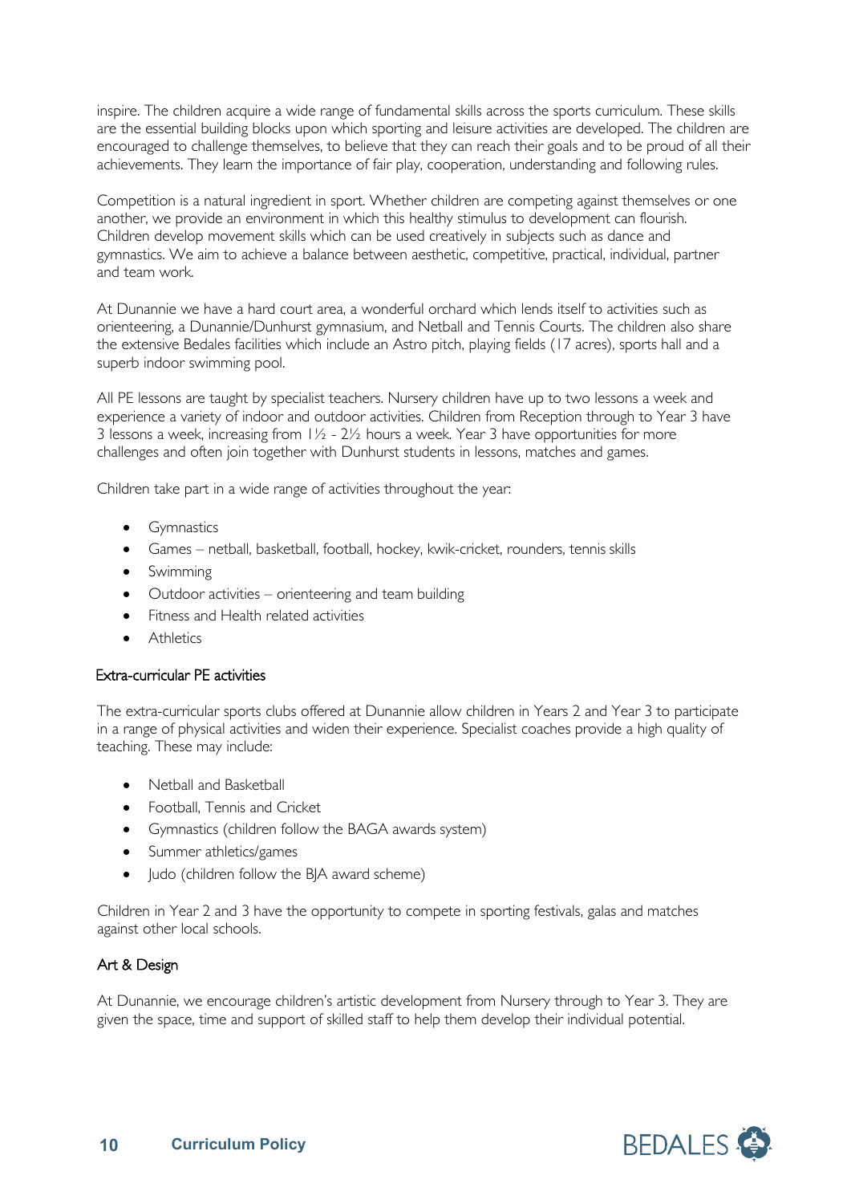inspire. The children acquire a wide range of fundamental skills across the sports curriculum. These skills are the essential building blocks upon which sporting and leisure activities are developed. The children are encouraged to challenge themselves, to believe that they can reach their goals and to be proud of all their achievements. They learn the importance of fair play, cooperation, understanding and following rules.

Competition is a natural ingredient in sport. Whether children are competing against themselves or one another, we provide an environment in which this healthy stimulus to development can flourish. Children develop movement skills which can be used creatively in subjects such as dance and gymnastics. We aim to achieve a balance between aesthetic, competitive, practical, individual, partner and team work.

At Dunannie we have a hard court area, a wonderful orchard which lends itself to activities such as orienteering, a Dunannie/Dunhurst gymnasium, and Netball and Tennis Courts. The children also share the extensive Bedales facilities which include an Astro pitch, playing fields (17 acres), sports hall and a superb indoor swimming pool.

All PE lessons are taught by specialist teachers. Nursery children have up to two lessons a week and experience a variety of indoor and outdoor activities. Children from Reception through to Year 3 have 3 lessons a week, increasing from 1½ - 2½ hours a week. Year 3 have opportunities for more challenges and often join together with Dunhurst students in lessons, matches and games.

Children take part in a wide range of activities throughout the year:

- Gymnastics
- Games – netball, basketball, football, hockey, kwik-cricket, rounders, tennis skills
- Swimming
- Outdoor activities – orienteering and team building
- Fitness and Health related activities
- Athletics

### Extra-curricular PE activities

The extra-curricular sports clubs offered at Dunannie allow children in Years 2 and Year 3 to participate in a range of physical activities and widen their experience. Specialist coaches provide a high quality of teaching. These may include:

- Netball and Basketball
- Football, Tennis and Cricket
- Gymnastics (children follow the BAGA awards system)
- Summer athletics/games
- Judo (children follow the BJA award scheme)

Children in Year 2 and 3 have the opportunity to compete in sporting festivals, galas and matches against other local schools.

## Art & Design

At Dunannie, we encourage children's artistic development from Nursery through to Year 3. They are given the space, time and support of skilled staff to help them develop their individual potential.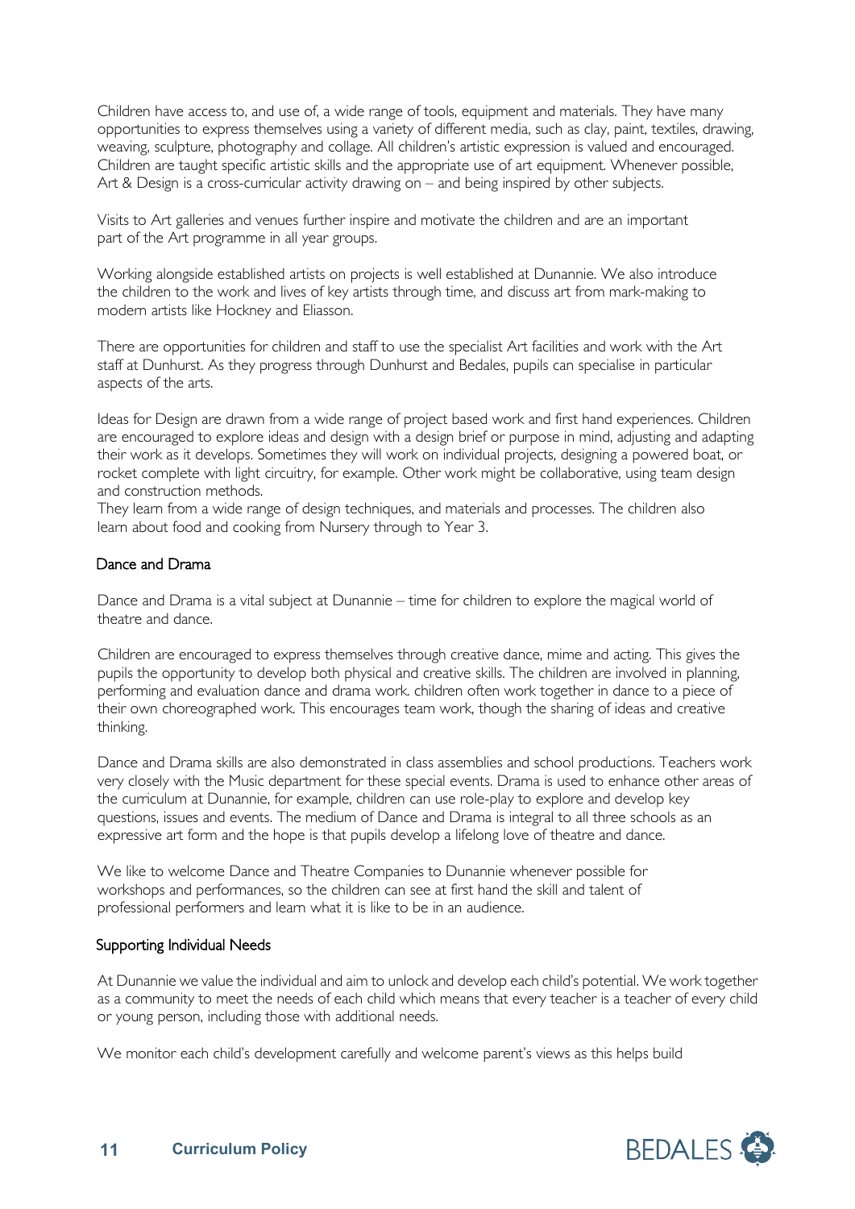Children have access to, and use of, a wide range of tools, equipment and materials. They have many opportunities to express themselves using a variety of different media, such as clay, paint, textiles, drawing, weaving, sculpture, photography and collage. All children's artistic expression is valued and encouraged. Children are taught specific artistic skills and the appropriate use of art equipment. Whenever possible, Art & Design is a cross-curricular activity drawing on – and being inspired by other subjects.

Visits to Art galleries and venues further inspire and motivate the children and are an important part of the Art programme in all year groups.

Working alongside established artists on projects is well established at Dunannie. We also introduce the children to the work and lives of key artists through time, and discuss art from mark-making to modern artists like Hockney and Eliasson.

There are opportunities for children and staff to use the specialist Art facilities and work with the Art staff at Dunhurst. As they progress through Dunhurst and Bedales, pupils can specialise in particular aspects of the arts.

Ideas for Design are drawn from a wide range of project based work and first hand experiences. Children are encouraged to explore ideas and design with a design brief or purpose in mind, adjusting and adapting their work as it develops. Sometimes they will work on individual projects, designing a powered boat, or rocket complete with light circuitry, for example. Other work might be collaborative, using team design and construction methods.
They learn from a wide range of design techniques, and materials and processes. The children also learn about food and cooking from Nursery through to Year 3.

## Dance and Drama

Dance and Drama is a vital subject at Dunannie – time for children to explore the magical world of theatre and dance.

Children are encouraged to express themselves through creative dance, mime and acting. This gives the pupils the opportunity to develop both physical and creative skills. The children are involved in planning, performing and evaluation dance and drama work. children often work together in dance to a piece of their own choreographed work. This encourages team work, though the sharing of ideas and creative thinking.

Dance and Drama skills are also demonstrated in class assemblies and school productions. Teachers work very closely with the Music department for these special events. Drama is used to enhance other areas of the curriculum at Dunannie, for example, children can use role-play to explore and develop key questions, issues and events. The medium of Dance and Drama is integral to all three schools as an expressive art form and the hope is that pupils develop a lifelong love of theatre and dance.

We like to welcome Dance and Theatre Companies to Dunannie whenever possible for workshops and performances, so the children can see at first hand the skill and talent of professional performers and learn what it is like to be in an audience.

## Supporting Individual Needs

At Dunannie we value the individual and aim to unlock and develop each child's potential. We work together as a community to meet the needs of each child which means that every teacher is a teacher of every child or young person, including those with additional needs.

We monitor each child's development carefully and welcome parent's views as this helps build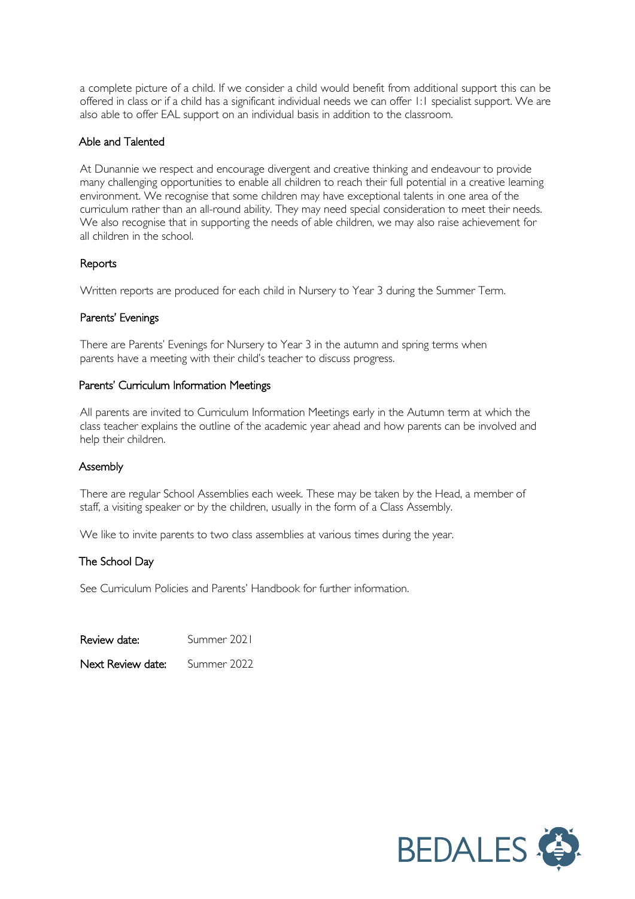a complete picture of a child. If we consider a child would benefit from additional support this can be offered in class or if a child has a significant individual needs we can offer 1:1 specialist support. We are also able to offer EAL support on an individual basis in addition to the classroom.

## Able and Talented

At Dunannie we respect and encourage divergent and creative thinking and endeavour to provide many challenging opportunities to enable all children to reach their full potential in a creative learning environment. We recognise that some children may have exceptional talents in one area of the curriculum rather than an all-round ability. They may need special consideration to meet their needs. We also recognise that in supporting the needs of able children, we may also raise achievement for all children in the school.

## Reports

Written reports are produced for each child in Nursery to Year 3 during the Summer Term.

## Parents' Evenings

There are Parents' Evenings for Nursery to Year 3 in the autumn and spring terms when parents have a meeting with their child's teacher to discuss progress.

## Parents' Curriculum Information Meetings

All parents are invited to Curriculum Information Meetings early in the Autumn term at which the class teacher explains the outline of the academic year ahead and how parents can be involved and help their children.

## Assembly

There are regular School Assemblies each week. These may be taken by the Head, a member of staff, a visiting speaker or by the children, usually in the form of a Class Assembly.

We like to invite parents to two class assemblies at various times during the year.

## The School Day

See Curriculum Policies and Parents' Handbook for further information.

**Review date:** Summer 2021

**Next Review date:** Summer 2022